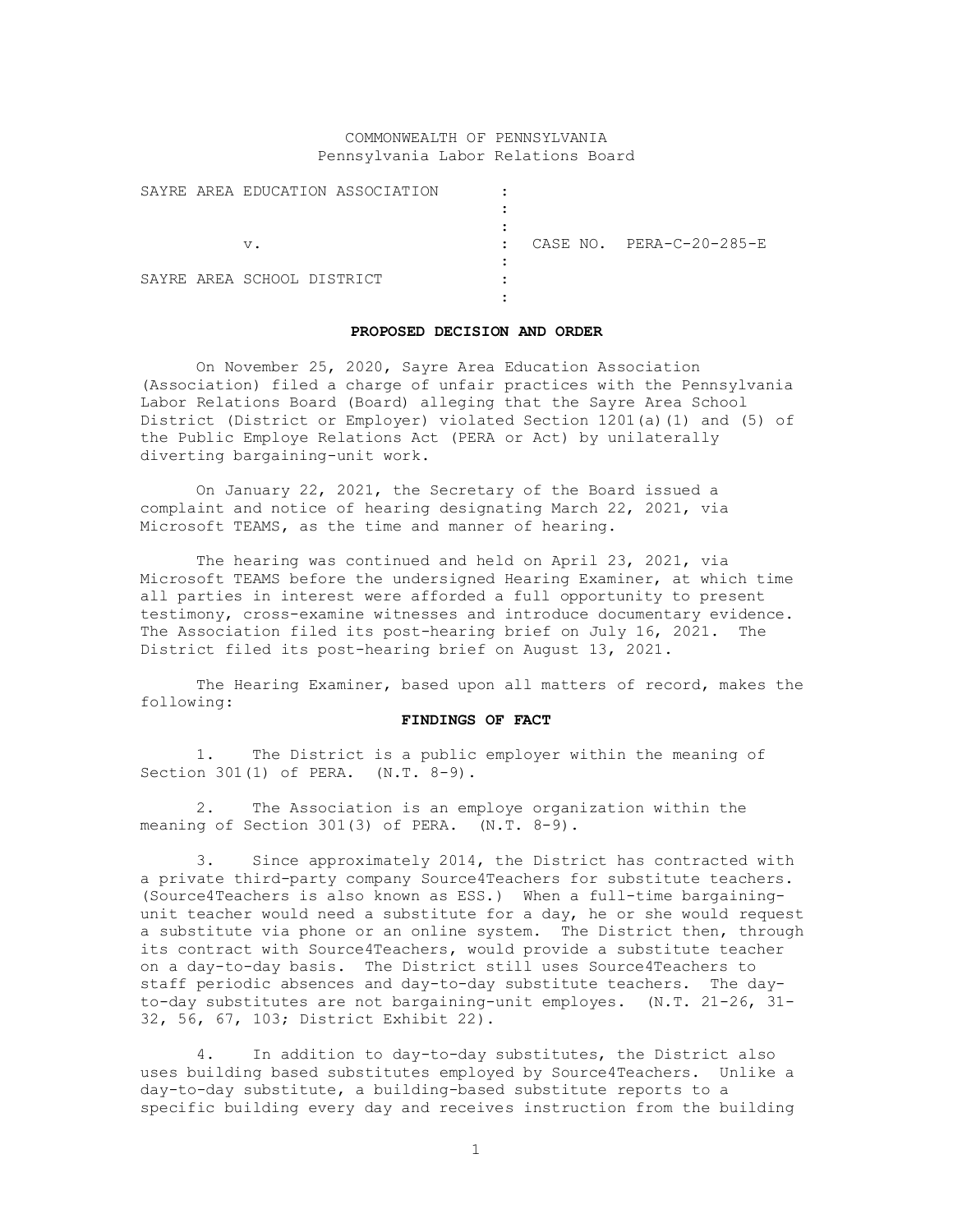COMMONWEALTH OF PENNSYLVANIA
Pennsylvania Labor Relations Board

| | | |
|---|---|---|
| SAYRE AREA EDUCATION ASSOCIATION | : | |
| | : | |
| v. | : | CASE NO. PERA-C-20-285-E |
| | : | |
| SAYRE AREA SCHOOL DISTRICT | : | |

**PROPOSED DECISION AND ORDER**

On November 25, 2020, Sayre Area Education Association (Association) filed a charge of unfair practices with the Pennsylvania Labor Relations Board (Board) alleging that the Sayre Area School District (District or Employer) violated Section 1201(a)(1) and (5) of the Public Employe Relations Act (PERA or Act) by unilaterally diverting bargaining-unit work.

On January 22, 2021, the Secretary of the Board issued a complaint and notice of hearing designating March 22, 2021, via Microsoft TEAMS, as the time and manner of hearing.

The hearing was continued and held on April 23, 2021, via Microsoft TEAMS before the undersigned Hearing Examiner, at which time all parties in interest were afforded a full opportunity to present testimony, cross-examine witnesses and introduce documentary evidence. The Association filed its post-hearing brief on July 16, 2021. The District filed its post-hearing brief on August 13, 2021.

The Hearing Examiner, based upon all matters of record, makes the following:

**FINDINGS OF FACT**

1. The District is a public employer within the meaning of Section 301(1) of PERA. (N.T. 8-9).

2. The Association is an employe organization within the meaning of Section 301(3) of PERA. (N.T. 8-9).

3. Since approximately 2014, the District has contracted with a private third-party company Source4Teachers for substitute teachers. (Source4Teachers is also known as ESS.) When a full-time bargaining-unit teacher would need a substitute for a day, he or she would request a substitute via phone or an online system. The District then, through its contract with Source4Teachers, would provide a substitute teacher on a day-to-day basis. The District still uses Source4Teachers to staff periodic absences and day-to-day substitute teachers. The day-to-day substitutes are not bargaining-unit employes. (N.T. 21-26, 31-32, 56, 67, 103; District Exhibit 22).

4. In addition to day-to-day substitutes, the District also uses building based substitutes employed by Source4Teachers. Unlike a day-to-day substitute, a building-based substitute reports to a specific building every day and receives instruction from the building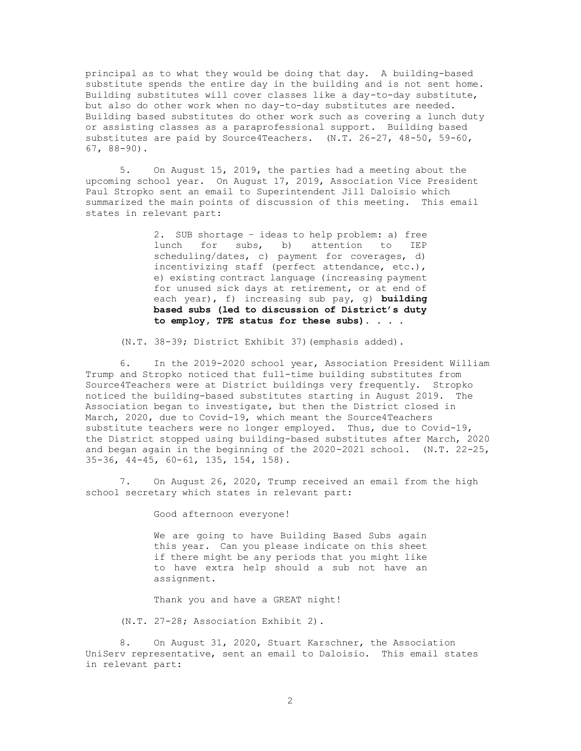principal as to what they would be doing that day. A building-based substitute spends the entire day in the building and is not sent home. Building substitutes will cover classes like a day-to-day substitute, but also do other work when no day-to-day substitutes are needed. Building based substitutes do other work such as covering a lunch duty or assisting classes as a paraprofessional support. Building based substitutes are paid by Source4Teachers. (N.T. 26-27, 48-50, 59-60, 67, 88-90).

5. On August 15, 2019, the parties had a meeting about the upcoming school year. On August 17, 2019, Association Vice President Paul Stropko sent an email to Superintendent Jill Daloisio which summarized the main points of discussion of this meeting. This email states in relevant part:

> 2. SUB shortage – ideas to help problem: a) free lunch for subs, b) attention to IEP scheduling/dates, c) payment for coverages, d) incentivizing staff (perfect attendance, etc.), e) existing contract language (increasing payment for unused sick days at retirement, or at end of each year), f) increasing sub pay, g) **building based subs (led to discussion of District's duty to employ, TPE status for these subs). . . .**

(N.T. 38-39; District Exhibit 37)(emphasis added).

6. In the 2019-2020 school year, Association President William Trump and Stropko noticed that full-time building substitutes from Source4Teachers were at District buildings very frequently. Stropko noticed the building-based substitutes starting in August 2019. The Association began to investigate, but then the District closed in March, 2020, due to Covid-19, which meant the Source4Teachers substitute teachers were no longer employed. Thus, due to Covid-19, the District stopped using building-based substitutes after March, 2020 and began again in the beginning of the 2020-2021 school. (N.T. 22-25, 35-36, 44-45, 60-61, 135, 154, 158).

7. On August 26, 2020, Trump received an email from the high school secretary which states in relevant part:

> Good afternoon everyone!
>
> We are going to have Building Based Subs again this year. Can you please indicate on this sheet if there might be any periods that you might like to have extra help should a sub not have an assignment.
>
> Thank you and have a GREAT night!

(N.T. 27-28; Association Exhibit 2).

8. On August 31, 2020, Stuart Karschner, the Association UniServ representative, sent an email to Daloisio. This email states in relevant part: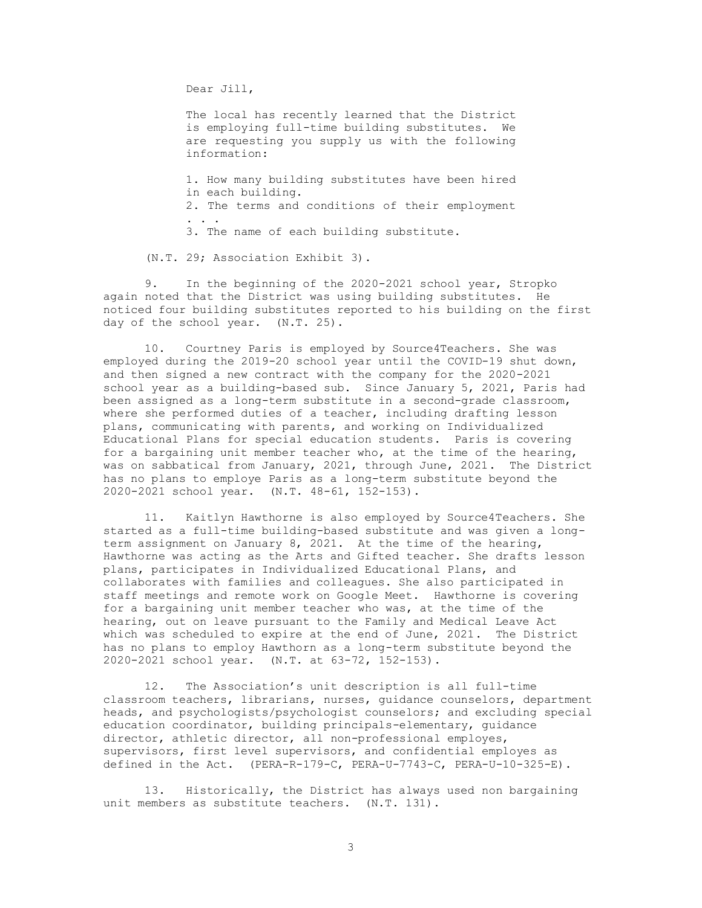> Dear Jill,
>
> The local has recently learned that the District is employing full-time building substitutes. We are requesting you supply us with the following information:
>
> 1. How many building substitutes have been hired in each building.
> 2. The terms and conditions of their employment . . .
> 3. The name of each building substitute.

(N.T. 29; Association Exhibit 3).

9. In the beginning of the 2020-2021 school year, Stropko again noted that the District was using building substitutes. He noticed four building substitutes reported to his building on the first day of the school year. (N.T. 25).

10. Courtney Paris is employed by Source4Teachers. She was employed during the 2019-20 school year until the COVID-19 shut down, and then signed a new contract with the company for the 2020-2021 school year as a building-based sub. Since January 5, 2021, Paris had been assigned as a long-term substitute in a second-grade classroom, where she performed duties of a teacher, including drafting lesson plans, communicating with parents, and working on Individualized Educational Plans for special education students. Paris is covering for a bargaining unit member teacher who, at the time of the hearing, was on sabbatical from January, 2021, through June, 2021. The District has no plans to employe Paris as a long-term substitute beyond the 2020-2021 school year. (N.T. 48-61, 152-153).

11. Kaitlyn Hawthorne is also employed by Source4Teachers. She started as a full-time building-based substitute and was given a long-term assignment on January 8, 2021. At the time of the hearing, Hawthorne was acting as the Arts and Gifted teacher. She drafts lesson plans, participates in Individualized Educational Plans, and collaborates with families and colleagues. She also participated in staff meetings and remote work on Google Meet. Hawthorne is covering for a bargaining unit member teacher who was, at the time of the hearing, out on leave pursuant to the Family and Medical Leave Act which was scheduled to expire at the end of June, 2021. The District has no plans to employ Hawthorn as a long-term substitute beyond the 2020-2021 school year. (N.T. at 63-72, 152-153).

12. The Association's unit description is all full-time classroom teachers, librarians, nurses, guidance counselors, department heads, and psychologists/psychologist counselors; and excluding special education coordinator, building principals-elementary, guidance director, athletic director, all non-professional employes, supervisors, first level supervisors, and confidential employes as defined in the Act. (PERA-R-179-C, PERA-U-7743-C, PERA-U-10-325-E).

13. Historically, the District has always used non bargaining unit members as substitute teachers. (N.T. 131).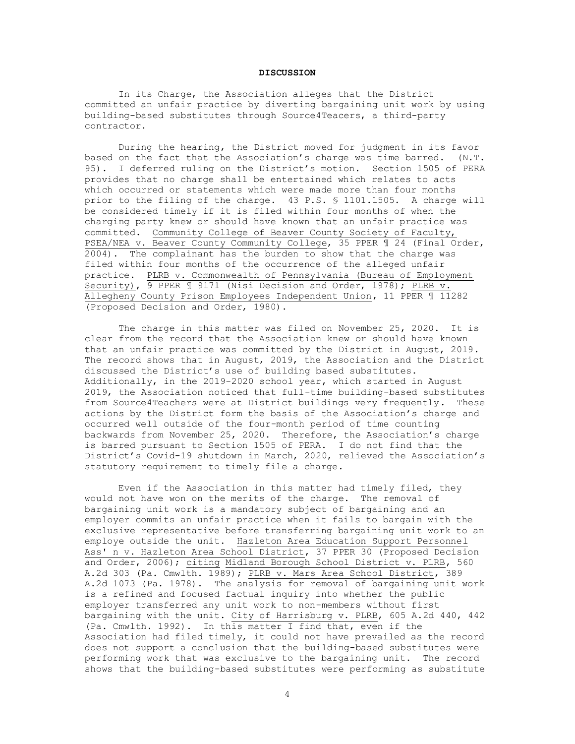**DISCUSSION**

In its Charge, the Association alleges that the District committed an unfair practice by diverting bargaining unit work by using building-based substitutes through Source4Teacers, a third-party contractor.

During the hearing, the District moved for judgment in its favor based on the fact that the Association's charge was time barred. (N.T. 95). I deferred ruling on the District's motion. Section 1505 of PERA provides that no charge shall be entertained which relates to acts which occurred or statements which were made more than four months prior to the filing of the charge. 43 P.S. § 1101.1505. A charge will be considered timely if it is filed within four months of when the charging party knew or should have known that an unfair practice was committed. Community College of Beaver County Society of Faculty, PSEA/NEA v. Beaver County Community College, 35 PPER ¶ 24 (Final Order, 2004). The complainant has the burden to show that the charge was filed within four months of the occurrence of the alleged unfair practice. PLRB v. Commonwealth of Pennsylvania (Bureau of Employment Security), 9 PPER ¶ 9171 (Nisi Decision and Order, 1978); PLRB v. Allegheny County Prison Employees Independent Union, 11 PPER ¶ 11282 (Proposed Decision and Order, 1980).

The charge in this matter was filed on November 25, 2020. It is clear from the record that the Association knew or should have known that an unfair practice was committed by the District in August, 2019. The record shows that in August, 2019, the Association and the District discussed the District's use of building based substitutes. Additionally, in the 2019-2020 school year, which started in August 2019, the Association noticed that full-time building-based substitutes from Source4Teachers were at District buildings very frequently. These actions by the District form the basis of the Association's charge and occurred well outside of the four-month period of time counting backwards from November 25, 2020. Therefore, the Association's charge is barred pursuant to Section 1505 of PERA. I do not find that the District's Covid-19 shutdown in March, 2020, relieved the Association's statutory requirement to timely file a charge.

Even if the Association in this matter had timely filed, they would not have won on the merits of the charge. The removal of bargaining unit work is a mandatory subject of bargaining and an employer commits an unfair practice when it fails to bargain with the exclusive representative before transferring bargaining unit work to an employe outside the unit. Hazleton Area Education Support Personnel Ass' n v. Hazleton Area School District, 37 PPER 30 (Proposed Decision and Order, 2006); citing Midland Borough School District v. PLRB, 560 A.2d 303 (Pa. Cmwlth. 1989); PLRB v. Mars Area School District, 389 A.2d 1073 (Pa. 1978). The analysis for removal of bargaining unit work is a refined and focused factual inquiry into whether the public employer transferred any unit work to non-members without first bargaining with the unit. City of Harrisburg v. PLRB, 605 A.2d 440, 442 (Pa. Cmwlth. 1992). In this matter I find that, even if the Association had filed timely, it could not have prevailed as the record does not support a conclusion that the building-based substitutes were performing work that was exclusive to the bargaining unit. The record shows that the building-based substitutes were performing as substitute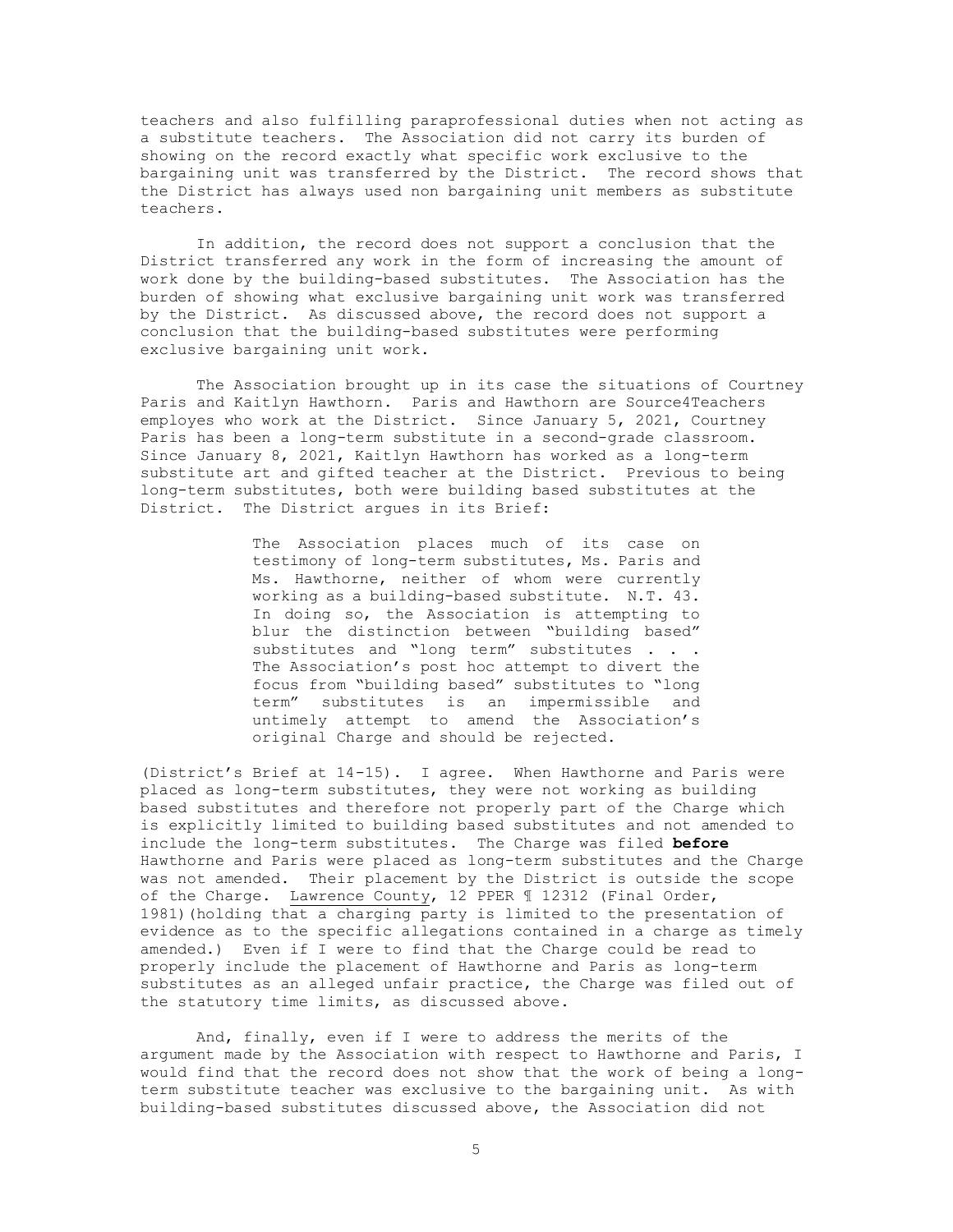teachers and also fulfilling paraprofessional duties when not acting as a substitute teachers. The Association did not carry its burden of showing on the record exactly what specific work exclusive to the bargaining unit was transferred by the District. The record shows that the District has always used non bargaining unit members as substitute teachers.

In addition, the record does not support a conclusion that the District transferred any work in the form of increasing the amount of work done by the building-based substitutes. The Association has the burden of showing what exclusive bargaining unit work was transferred by the District. As discussed above, the record does not support a conclusion that the building-based substitutes were performing exclusive bargaining unit work.

The Association brought up in its case the situations of Courtney Paris and Kaitlyn Hawthorn. Paris and Hawthorn are Source4Teachers employes who work at the District. Since January 5, 2021, Courtney Paris has been a long-term substitute in a second-grade classroom. Since January 8, 2021, Kaitlyn Hawthorn has worked as a long-term substitute art and gifted teacher at the District. Previous to being long-term substitutes, both were building based substitutes at the District. The District argues in its Brief:

> The Association places much of its case on testimony of long-term substitutes, Ms. Paris and Ms. Hawthorne, neither of whom were currently working as a building-based substitute. N.T. 43. In doing so, the Association is attempting to blur the distinction between "building based" substitutes and "long term" substitutes . . . The Association's post hoc attempt to divert the focus from "building based" substitutes to "long term" substitutes is an impermissible and untimely attempt to amend the Association's original Charge and should be rejected.

(District's Brief at 14-15). I agree. When Hawthorne and Paris were placed as long-term substitutes, they were not working as building based substitutes and therefore not properly part of the Charge which is explicitly limited to building based substitutes and not amended to include the long-term substitutes. The Charge was filed **before** Hawthorne and Paris were placed as long-term substitutes and the Charge was not amended. Their placement by the District is outside the scope of the Charge. Lawrence County, 12 PPER ¶ 12312 (Final Order, 1981)(holding that a charging party is limited to the presentation of evidence as to the specific allegations contained in a charge as timely amended.) Even if I were to find that the Charge could be read to properly include the placement of Hawthorne and Paris as long-term substitutes as an alleged unfair practice, the Charge was filed out of the statutory time limits, as discussed above.

And, finally, even if I were to address the merits of the argument made by the Association with respect to Hawthorne and Paris, I would find that the record does not show that the work of being a long-term substitute teacher was exclusive to the bargaining unit. As with building-based substitutes discussed above, the Association did not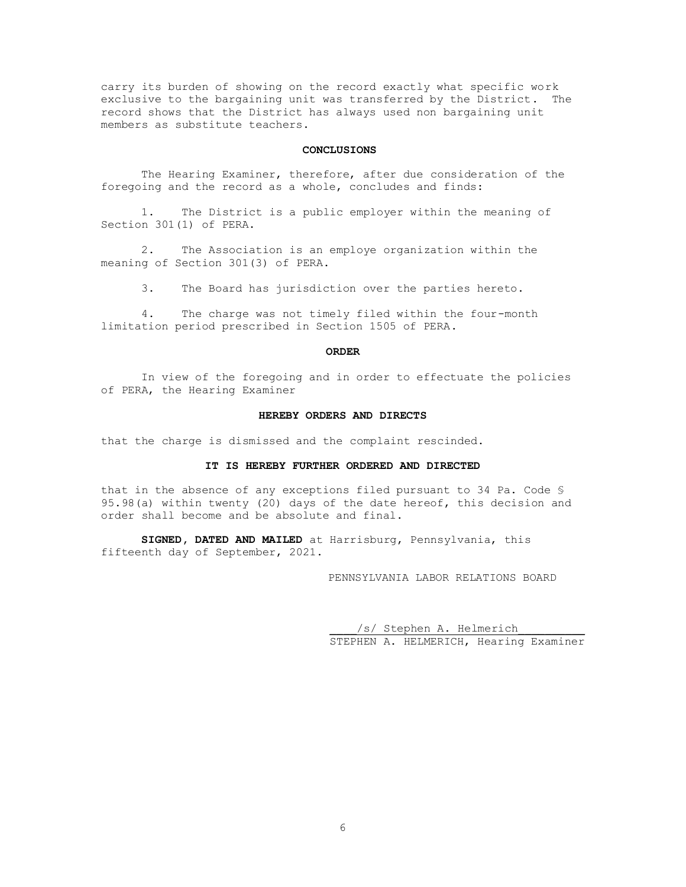carry its burden of showing on the record exactly what specific work exclusive to the bargaining unit was transferred by the District. The record shows that the District has always used non bargaining unit members as substitute teachers.

**CONCLUSIONS**

The Hearing Examiner, therefore, after due consideration of the foregoing and the record as a whole, concludes and finds:

1. The District is a public employer within the meaning of Section 301(1) of PERA.

2. The Association is an employe organization within the meaning of Section 301(3) of PERA.

3. The Board has jurisdiction over the parties hereto.

4. The charge was not timely filed within the four-month limitation period prescribed in Section 1505 of PERA.

**ORDER**

In view of the foregoing and in order to effectuate the policies of PERA, the Hearing Examiner

**HEREBY ORDERS AND DIRECTS**

that the charge is dismissed and the complaint rescinded.

**IT IS HEREBY FURTHER ORDERED AND DIRECTED**

that in the absence of any exceptions filed pursuant to 34 Pa. Code § 95.98(a) within twenty (20) days of the date hereof, this decision and order shall become and be absolute and final.

**SIGNED, DATED AND MAILED** at Harrisburg, Pennsylvania, this fifteenth day of September, 2021.

PENNSYLVANIA LABOR RELATIONS BOARD

/s/ Stephen A. Helmerich
STEPHEN A. HELMERICH, Hearing Examiner